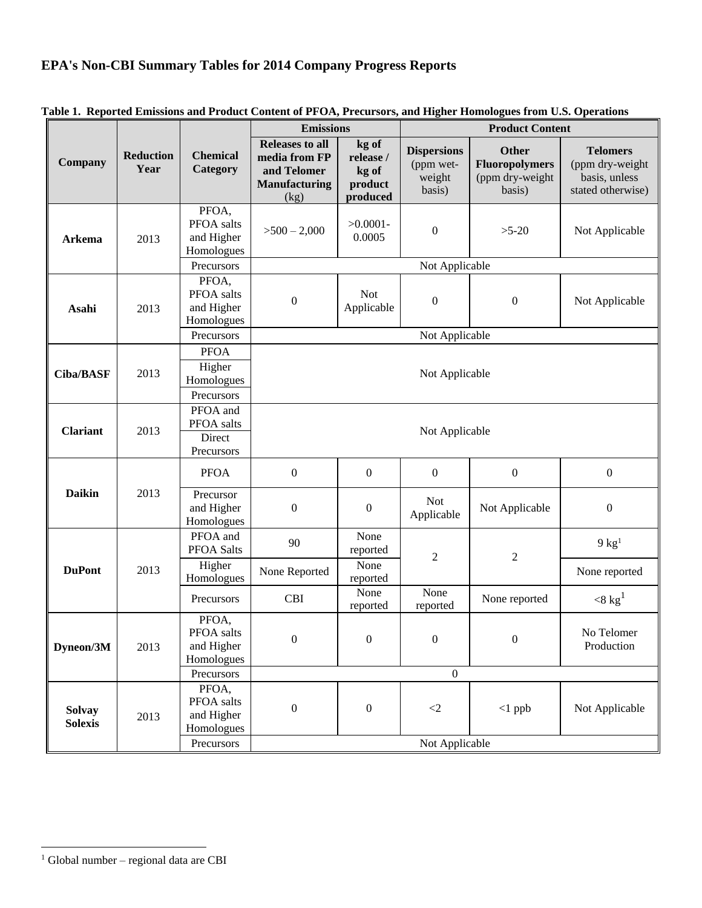# EPA's Non-CBI Summary Tables for 2014 Company Progress Reports

**Table 1. Reported Emissions and Product Content of PFOA, Precursors, and Higher Homologues from U.S. Operations**

| Company | Reduction Year | Chemical Category | Emissions | | Product Content | | |
|---|---|---|---|---|---|---|---|
| | | | **Releases to all media from FP and Telomer Manufacturing** (kg) | **kg of release / kg of product produced** | **Dispersions** (ppm wet-weight basis) | **Other Fluoropolymers** (ppm dry-weight basis) | **Telomers** (ppm dry-weight basis, unless stated otherwise) |
| **Arkema** | 2013 | PFOA, PFOA salts and Higher Homologues | >500 – 2,000 | >0.0001-0.0005 | 0 | >5-20 | Not Applicable |
| | | Precursors | Not Applicable | | | | |
| **Asahi** | 2013 | PFOA, PFOA salts and Higher Homologues | 0 | Not Applicable | 0 | 0 | Not Applicable |
| | | Precursors | Not Applicable | | | | |
| **Ciba/BASF** | 2013 | PFOA | Not Applicable | | | | |
| | | Higher Homologues | | | | | |
| | | Precursors | | | | | |
| **Clariant** | 2013 | PFOA and PFOA salts | Not Applicable | | | | |
| | | Direct Precursors | | | | | |
| **Daikin** | 2013 | PFOA | 0 | 0 | 0 | 0 | 0 |
| | | Precursor and Higher Homologues | 0 | 0 | Not Applicable | Not Applicable | 0 |
| **DuPont** | 2013 | PFOA and PFOA Salts | 90 | None reported | 2 | 2 | 9 kg[1] |
| | | Higher Homologues | None Reported | None reported | | | None reported |
| | | Precursors | CBI | None reported | None reported | None reported | <8 kg[1] |
| **Dyneon/3M** | 2013 | PFOA, PFOA salts and Higher Homologues | 0 | 0 | 0 | 0 | No Telomer Production |
| | | Precursors | 0 | | | | |
| **Solvay Solexis** | 2013 | PFOA, PFOA salts and Higher Homologues | 0 | 0 | <2 | <1 ppb | Not Applicable |
| | | Precursors | Not Applicable | | | | |

[1] Global number – regional data are CBI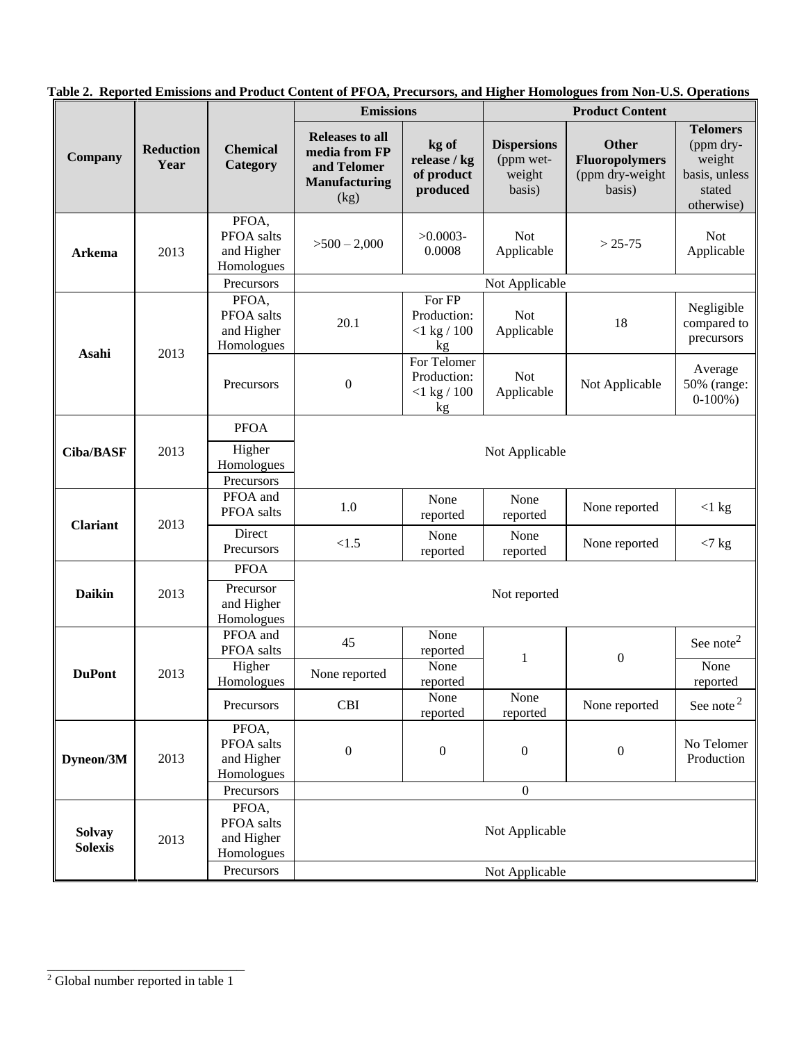**Table 2. Reported Emissions and Product Content of PFOA, Precursors, and Higher Homologues from Non-U.S. Operations**

| Company | Reduction Year | Chemical Category | Emissions | | Product Content | | |
|---|---|---|---|---|---|---|---|
| | | | **Releases to all media from FP and Telomer Manufacturing** (kg) | **kg of release / kg of product produced** | **Dispersions** (ppm wet-weight basis) | **Other Fluoropolymers** (ppm dry-weight basis) | **Telomers** (ppm dry-weight basis, unless stated otherwise) |
| **Arkema** | 2013 | PFOA, PFOA salts and Higher Homologues | >500 – 2,000 | >0.0003-0.0008 | Not Applicable | > 25-75 | Not Applicable |
| | | Precursors | Not Applicable | | | | |
| **Asahi** | 2013 | PFOA, PFOA salts and Higher Homologues | 20.1 | For FP Production: <1 kg / 100 kg | Not Applicable | 18 | Negligible compared to precursors |
| | | Precursors | 0 | For Telomer Production: <1 kg / 100 kg | Not Applicable | Not Applicable | Average 50% (range: 0-100%) |
| **Ciba/BASF** | 2013 | PFOA | Not Applicable | | | | |
| | | Higher Homologues | | | | | |
| | | Precursors | | | | | |
| **Clariant** | 2013 | PFOA and PFOA salts | 1.0 | None reported | None reported | None reported | <1 kg |
| | | Direct Precursors | <1.5 | None reported | None reported | None reported | <7 kg |
| **Daikin** | 2013 | PFOA | Not reported | | | | |
| | | Precursor and Higher Homologues | | | | | |
| **DuPont** | 2013 | PFOA and PFOA salts | 45 | None reported | 1 | 0 | See note[2] |
| | | Higher Homologues | None reported | None reported | | | None reported |
| | | Precursors | CBI | None reported | None reported | None reported | See note[2] |
| **Dyneon/3M** | 2013 | PFOA, PFOA salts and Higher Homologues | 0 | 0 | 0 | 0 | No Telomer Production |
| | | Precursors | 0 | | | | |
| **Solvay Solexis** | 2013 | PFOA, PFOA salts and Higher Homologues | Not Applicable | | | | |
| | | Precursors | Not Applicable | | | | |

[2] Global number reported in table 1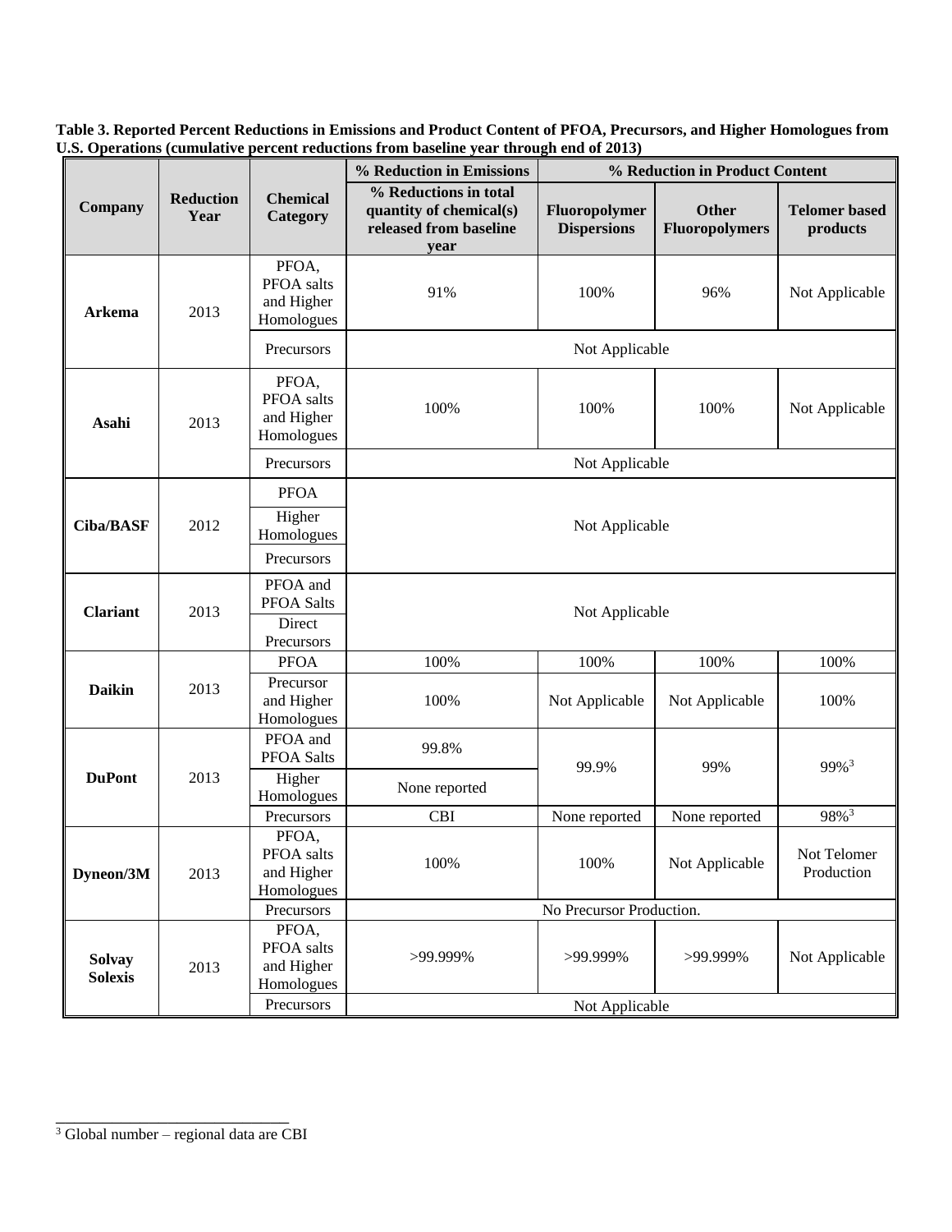**Table 3. Reported Percent Reductions in Emissions and Product Content of PFOA, Precursors, and Higher Homologues from U.S. Operations (cumulative percent reductions from baseline year through end of 2013)**

| Company | Reduction Year | Chemical Category | % Reduction in Emissions | % Reduction in Product Content | | |
|---|---|---|---|---|---|---|
| | | | % Reductions in total quantity of chemical(s) released from baseline year | Fluoropolymer Dispersions | Other Fluoropolymers | Telomer based products |
| Arkema | 2013 | PFOA, PFOA salts and Higher Homologues | 91% | 100% | 96% | Not Applicable |
| | | Precursors | Not Applicable | | | |
| Asahi | 2013 | PFOA, PFOA salts and Higher Homologues | 100% | 100% | 100% | Not Applicable |
| | | Precursors | Not Applicable | | | |
| Ciba/BASF | 2012 | PFOA | Not Applicable | | | |
| | | Higher Homologues | | | | |
| | | Precursors | | | | |
| Clariant | 2013 | PFOA and PFOA Salts | Not Applicable | | | |
| | | Direct Precursors | | | | |
| Daikin | 2013 | PFOA | 100% | 100% | 100% | 100% |
| | | Precursor and Higher Homologues | 100% | Not Applicable | Not Applicable | 100% |
| DuPont | 2013 | PFOA and PFOA Salts | 99.8% | 99.9% | 99% | 99%[3] |
| | | Higher Homologues | None reported | | | |
| | | Precursors | CBI | None reported | None reported | 98%[3] |
| Dyneon/3M | 2013 | PFOA, PFOA salts and Higher Homologues | 100% | 100% | Not Applicable | Not Telomer Production |
| | | Precursors | No Precursor Production. | | | |
| Solvay Solexis | 2013 | PFOA, PFOA salts and Higher Homologues | >99.999% | >99.999% | >99.999% | Not Applicable |
| | | Precursors | Not Applicable | | | |

[3] Global number – regional data are CBI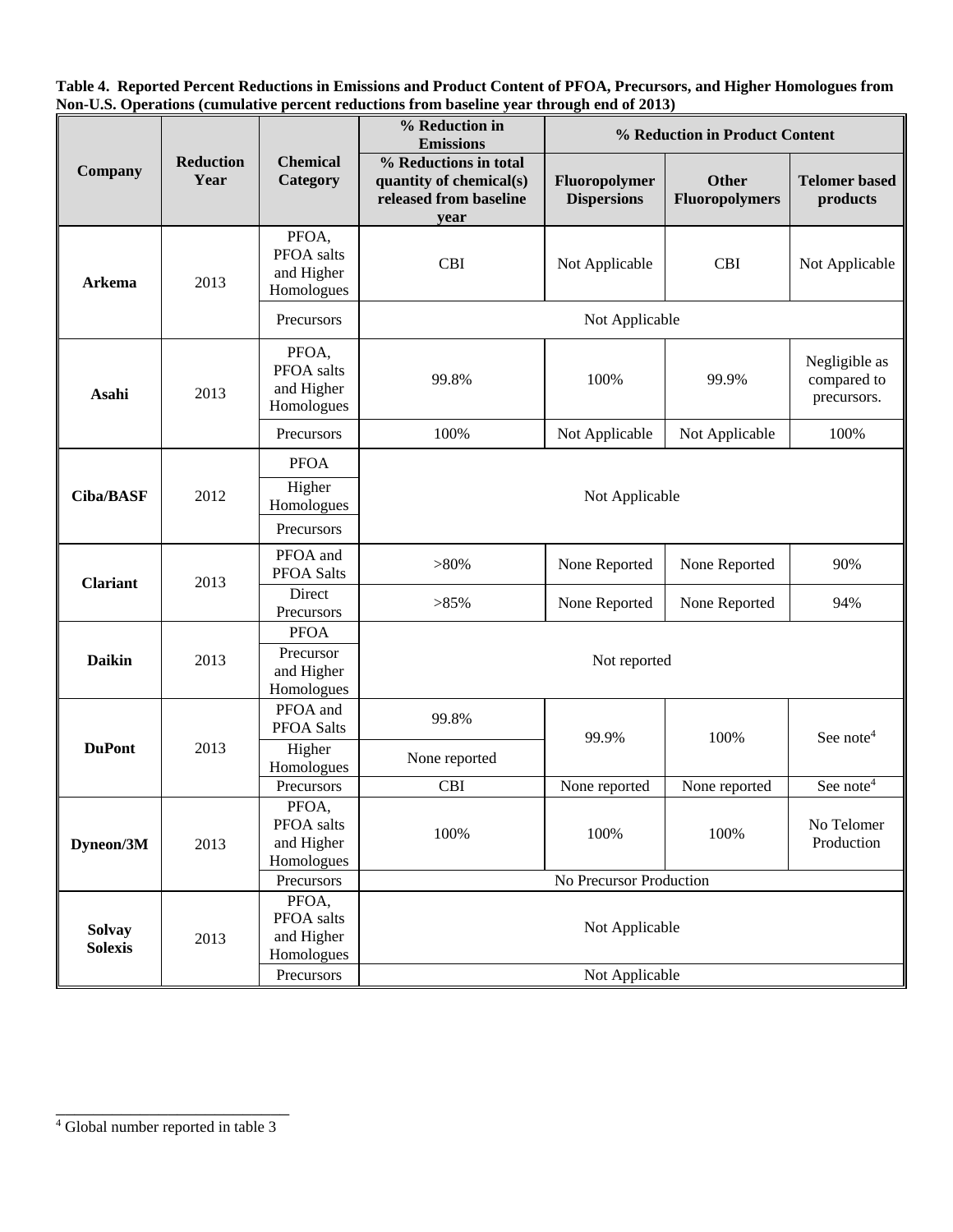**Table 4. Reported Percent Reductions in Emissions and Product Content of PFOA, Precursors, and Higher Homologues from Non-U.S. Operations (cumulative percent reductions from baseline year through end of 2013)**

| Company | Reduction Year | Chemical Category | % Reduction in Emissions | % Reduction in Product Content | | |
|---|---|---|---|---|---|---|
| | | | % Reductions in total quantity of chemical(s) released from baseline year | Fluoropolymer Dispersions | Other Fluoropolymers | Telomer based products |
| Arkema | 2013 | PFOA, PFOA salts and Higher Homologues | CBI | Not Applicable | CBI | Not Applicable |
| | | Precursors | Not Applicable | | | |
| Asahi | 2013 | PFOA, PFOA salts and Higher Homologues | 99.8% | 100% | 99.9% | Negligible as compared to precursors. |
| | | Precursors | 100% | Not Applicable | Not Applicable | 100% |
| Ciba/BASF | 2012 | PFOA | Not Applicable | | | |
| | | Higher Homologues | | | | |
| | | Precursors | | | | |
| Clariant | 2013 | PFOA and PFOA Salts | >80% | None Reported | None Reported | 90% |
| | | Direct Precursors | >85% | None Reported | None Reported | 94% |
| Daikin | 2013 | PFOA | Not reported | | | |
| | | Precursor and Higher Homologues | | | | |
| DuPont | 2013 | PFOA and PFOA Salts | 99.8% | 99.9% | 100% | See note[4] |
| | | Higher Homologues | None reported | | | |
| | | Precursors | CBI | None reported | None reported | See note[4] |
| Dyneon/3M | 2013 | PFOA, PFOA salts and Higher Homologues | 100% | 100% | 100% | No Telomer Production |
| | | Precursors | No Precursor Production | | | |
| Solvay Solexis | 2013 | PFOA, PFOA salts and Higher Homologues | Not Applicable | | | |
| | | Precursors | Not Applicable | | | |

[4] Global number reported in table 3